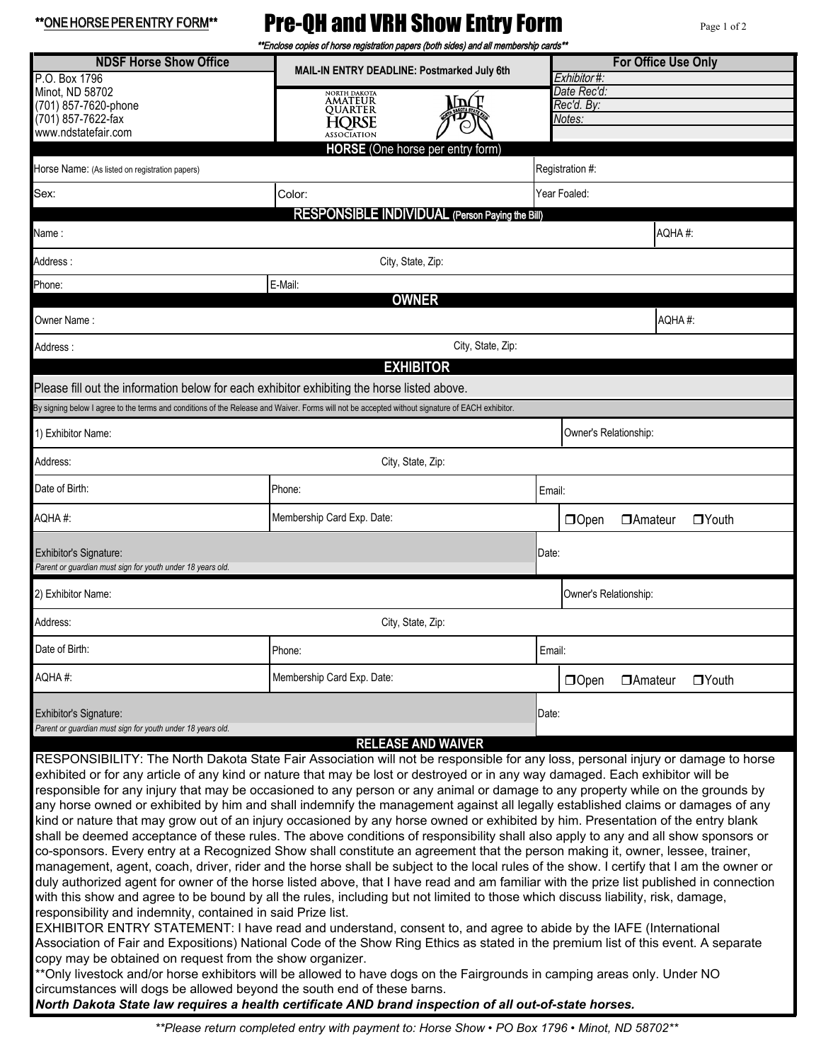**ONE HORSE PER ENTRY FORM**

# Pre-QH and VRH Show Entry Form

***Enclose copies of horse registration papers (both sides) and all membership cards***

| NDSF Horse Show Office | MAIL-IN ENTRY DEADLINE: Postmarked July 6th | For Office Use Only |
|---|---|---|
| P.O. Box 1796<br>Minot, ND 58702<br>(701) 857-7620-phone<br>(701) 857-7622-fax<br>www.ndstatefair.com | NORTH DAKOTA AMATEUR QUARTER HORSE ASSOCIATION | *Exhibitor #:*<br>*Date Rec'd:*<br>*Rec'd. By:*<br>*Notes:* |

## HORSE (One horse per entry form)

| Horse Name: (As listed on registration papers) | | Registration #: |
|---|---|---|
| Sex: | Color: | Year Foaled: |

## RESPONSIBLE INDIVIDUAL (Person Paying the Bill)

| Name : | | AQHA #: |
|---|---|---|
| Address : | City, State, Zip: | |
| Phone: | E-Mail: | |

## OWNER

| Owner Name : | | AQHA #: |
|---|---|---|
| Address : | City, State, Zip: | |

## EXHIBITOR

Please fill out the information below for each exhibitor exhibiting the horse listed above.

By signing below I agree to the terms and conditions of the Release and Waiver. Forms will not be accepted without signature of EACH exhibitor.

| 1) Exhibitor Name: | | Owner's Relationship: |
|---|---|---|
| Address: | City, State, Zip: | |
| Date of Birth: | Phone: | Email: |
| AQHA #: | Membership Card Exp. Date: | ❐Open ❐Amateur ❐Youth |
| Exhibitor's Signature:<br>*Parent or guardian must sign for youth under 18 years old.* | | Date: |

| 2) Exhibitor Name: | | Owner's Relationship: |
|---|---|---|
| Address: | City, State, Zip: | |
| Date of Birth: | Phone: | Email: |
| AQHA #: | Membership Card Exp. Date: | ❐Open ❐Amateur ❐Youth |
| Exhibitor's Signature:<br>*Parent or guardian must sign for youth under 18 years old.* | | Date: |

## RELEASE AND WAIVER

RESPONSIBILITY: The North Dakota State Fair Association will not be responsible for any loss, personal injury or damage to horse exhibited or for any article of any kind or nature that may be lost or destroyed or in any way damaged. Each exhibitor will be responsible for any injury that may be occasioned to any person or any animal or damage to any property while on the grounds by any horse owned or exhibited by him and shall indemnify the management against all legally established claims or damages of any kind or nature that may grow out of an injury occasioned by any horse owned or exhibited by him. Presentation of the entry blank shall be deemed acceptance of these rules. The above conditions of responsibility shall also apply to any and all show sponsors or co-sponsors. Every entry at a Recognized Show shall constitute an agreement that the person making it, owner, lessee, trainer, management, agent, coach, driver, rider and the horse shall be subject to the local rules of the show. I certify that I am the owner or duly authorized agent for owner of the horse listed above, that I have read and am familiar with the prize list published in connection with this show and agree to be bound by all the rules, including but not limited to those which discuss liability, risk, damage, responsibility and indemnity, contained in said Prize list.

EXHIBITOR ENTRY STATEMENT: I have read and understand, consent to, and agree to abide by the IAFE (International Association of Fair and Expositions) National Code of the Show Ring Ethics as stated in the premium list of this event. A separate copy may be obtained on request from the show organizer.

**Only livestock and/or horse exhibitors will be allowed to have dogs on the Fairgrounds in camping areas only. Under NO circumstances will dogs be allowed beyond the south end of these barns.

***North Dakota State law requires a health certificate AND brand inspection of all out-of-state horses.***

***Please return completed entry with payment to: Horse Show • PO Box 1796 • Minot, ND 58702***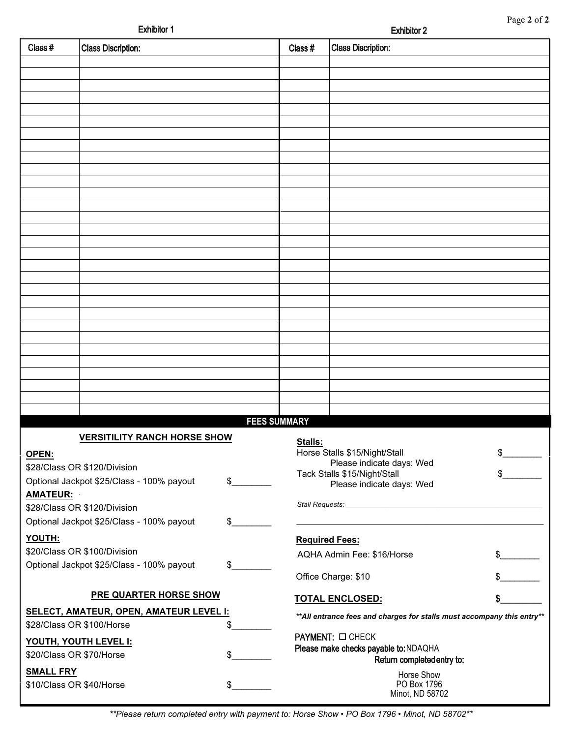| Exhibitor 1 | | Exhibitor 2 | |
|---|---|---|---|
| Class # | Class Discription: | Class # | Class Discription: |
| | | | |
| | | | |
| | | | |
| | | | |
| | | | |
| | | | |
| | | | |
| | | | |
| | | | |
| | | | |
| | | | |
| | | | |
| | | | |
| | | | |
| | | | |
| | | | |
| | | | |
| | | | |
| | | | |
| | | | |
| | | | |
| | | | |
| | | | |
| | | | |
| | | | |
| | | | |
| | | | |
| | | | |
| | | | |

## FEES SUMMARY

### VERSITILITY RANCH HORSE SHOW

**OPEN:**

$28/Class OR $120/Division

Optional Jackpot $25/Class - 100% payout $________

**AMATEUR:**

$28/Class OR $120/Division

Optional Jackpot $25/Class - 100% payout $________

**YOUTH:**

$20/Class OR $100/Division

Optional Jackpot $25/Class - 100% payout $________

### PRE QUARTER HORSE SHOW

**SELECT, AMATEUR, OPEN, AMATEUR LEVEL I:**

$28/Class OR $100/Horse $________

**YOUTH, YOUTH LEVEL I:**

$20/Class OR $70/Horse $________

**SMALL FRY**

$10/Class OR $40/Horse $________

**Stalls:**

Horse Stalls $15/Night/Stall $________
Please indicate days: Wed

Tack Stalls $15/Night/Stall $________
Please indicate days: Wed

*Stall Requests:* ____________________________________________

____________________________________________

**Required Fees:**

AQHA Admin Fee: $16/Horse $________

Office Charge: $10 $________

**TOTAL ENCLOSED:** **$________**

***\*\*All entrance fees and charges for stalls must accompany this entry\*\****

PAYMENT: ☐ CHECK

Please make checks payable to: NDAQHA

Return completed entry to:

Horse Show
PO Box 1796
Minot, ND 58702

*\*\*Please return completed entry with payment to: Horse Show • PO Box 1796 • Minot, ND 58702\*\**